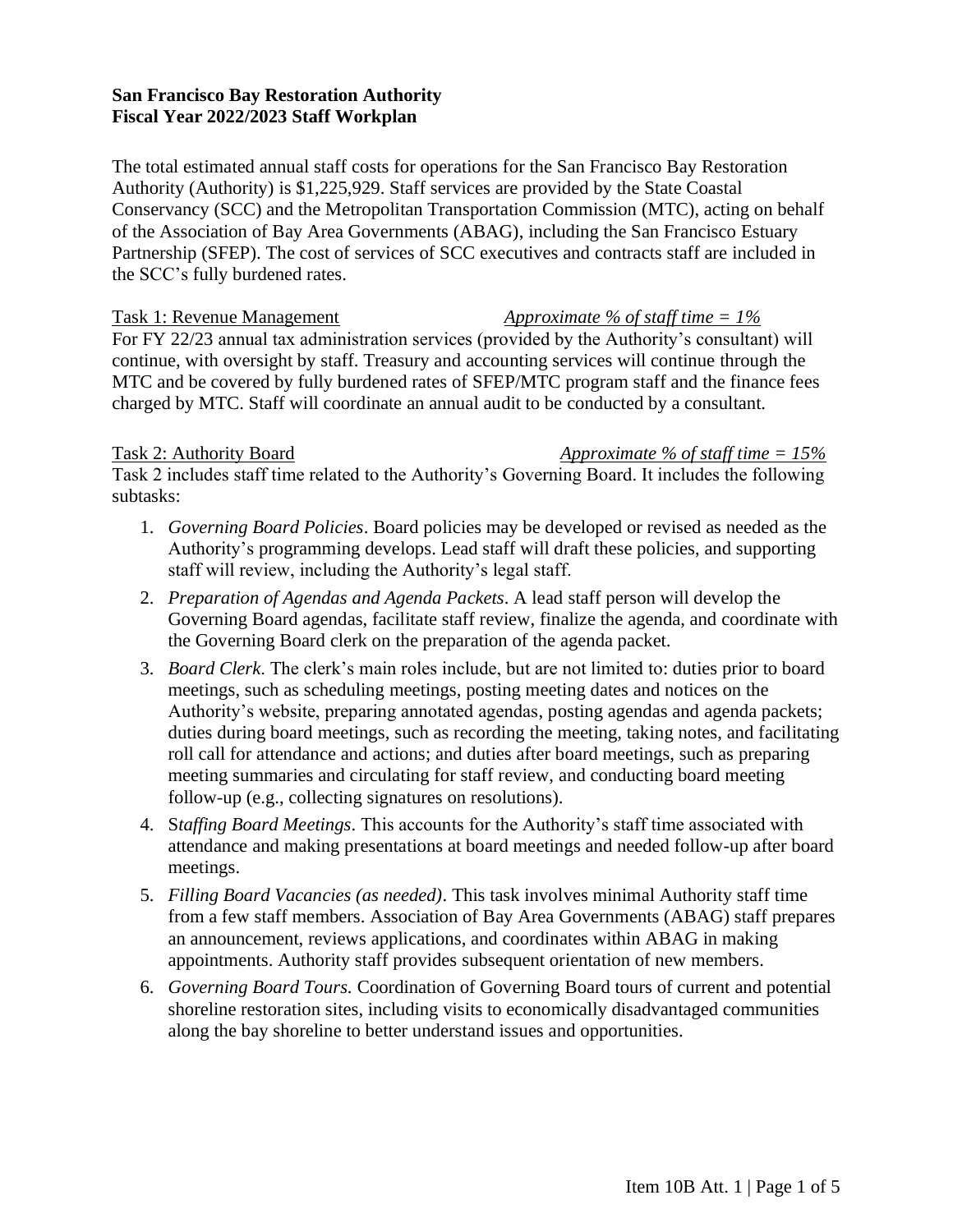**San Francisco Bay Restoration Authority**
**Fiscal Year 2022/2023 Staff Workplan**

The total estimated annual staff costs for operations for the San Francisco Bay Restoration Authority (Authority) is $1,225,929. Staff services are provided by the State Coastal Conservancy (SCC) and the Metropolitan Transportation Commission (MTC), acting on behalf of the Association of Bay Area Governments (ABAG), including the San Francisco Estuary Partnership (SFEP). The cost of services of SCC executives and contracts staff are included in the SCC's fully burdened rates.

<u>Task 1: Revenue Management</u> *<u>Approximate % of staff time = 1%</u>*

For FY 22/23 annual tax administration services (provided by the Authority's consultant) will continue, with oversight by staff. Treasury and accounting services will continue through the MTC and be covered by fully burdened rates of SFEP/MTC program staff and the finance fees charged by MTC. Staff will coordinate an annual audit to be conducted by a consultant.

<u>Task 2: Authority Board</u> *<u>Approximate % of staff time = 15%</u>*

Task 2 includes staff time related to the Authority's Governing Board. It includes the following subtasks:

1. *Governing Board Policies*. Board policies may be developed or revised as needed as the Authority's programming develops. Lead staff will draft these policies, and supporting staff will review, including the Authority's legal staff.
2. *Preparation of Agendas and Agenda Packets*. A lead staff person will develop the Governing Board agendas, facilitate staff review, finalize the agenda, and coordinate with the Governing Board clerk on the preparation of the agenda packet.
3. *Board Clerk*. The clerk's main roles include, but are not limited to: duties prior to board meetings, such as scheduling meetings, posting meeting dates and notices on the Authority's website, preparing annotated agendas, posting agendas and agenda packets; duties during board meetings, such as recording the meeting, taking notes, and facilitating roll call for attendance and actions; and duties after board meetings, such as preparing meeting summaries and circulating for staff review, and conducting board meeting follow-up (e.g., collecting signatures on resolutions).
4. S*taffing Board Meetings*. This accounts for the Authority's staff time associated with attendance and making presentations at board meetings and needed follow-up after board meetings.
5. *Filling Board Vacancies (as needed)*. This task involves minimal Authority staff time from a few staff members. Association of Bay Area Governments (ABAG) staff prepares an announcement, reviews applications, and coordinates within ABAG in making appointments. Authority staff provides subsequent orientation of new members.
6. *Governing Board Tours.* Coordination of Governing Board tours of current and potential shoreline restoration sites, including visits to economically disadvantaged communities along the bay shoreline to better understand issues and opportunities.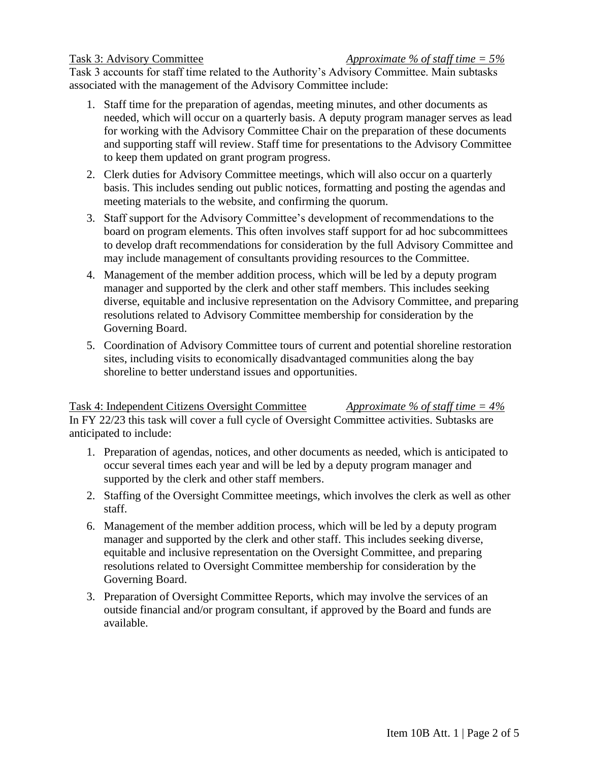Task 3: Advisory Committee *Approximate % of staff time = 5%*

Task 3 accounts for staff time related to the Authority's Advisory Committee. Main subtasks associated with the management of the Advisory Committee include:

1. Staff time for the preparation of agendas, meeting minutes, and other documents as needed, which will occur on a quarterly basis. A deputy program manager serves as lead for working with the Advisory Committee Chair on the preparation of these documents and supporting staff will review. Staff time for presentations to the Advisory Committee to keep them updated on grant program progress.
2. Clerk duties for Advisory Committee meetings, which will also occur on a quarterly basis. This includes sending out public notices, formatting and posting the agendas and meeting materials to the website, and confirming the quorum.
3. Staff support for the Advisory Committee's development of recommendations to the board on program elements. This often involves staff support for ad hoc subcommittees to develop draft recommendations for consideration by the full Advisory Committee and may include management of consultants providing resources to the Committee.
4. Management of the member addition process, which will be led by a deputy program manager and supported by the clerk and other staff members. This includes seeking diverse, equitable and inclusive representation on the Advisory Committee, and preparing resolutions related to Advisory Committee membership for consideration by the Governing Board.
5. Coordination of Advisory Committee tours of current and potential shoreline restoration sites, including visits to economically disadvantaged communities along the bay shoreline to better understand issues and opportunities.

Task 4: Independent Citizens Oversight Committee *Approximate % of staff time = 4%*

In FY 22/23 this task will cover a full cycle of Oversight Committee activities. Subtasks are anticipated to include:

1. Preparation of agendas, notices, and other documents as needed, which is anticipated to occur several times each year and will be led by a deputy program manager and supported by the clerk and other staff members.
2. Staffing of the Oversight Committee meetings, which involves the clerk as well as other staff.
6. Management of the member addition process, which will be led by a deputy program manager and supported by the clerk and other staff. This includes seeking diverse, equitable and inclusive representation on the Oversight Committee, and preparing resolutions related to Oversight Committee membership for consideration by the Governing Board.
3. Preparation of Oversight Committee Reports, which may involve the services of an outside financial and/or program consultant, if approved by the Board and funds are available.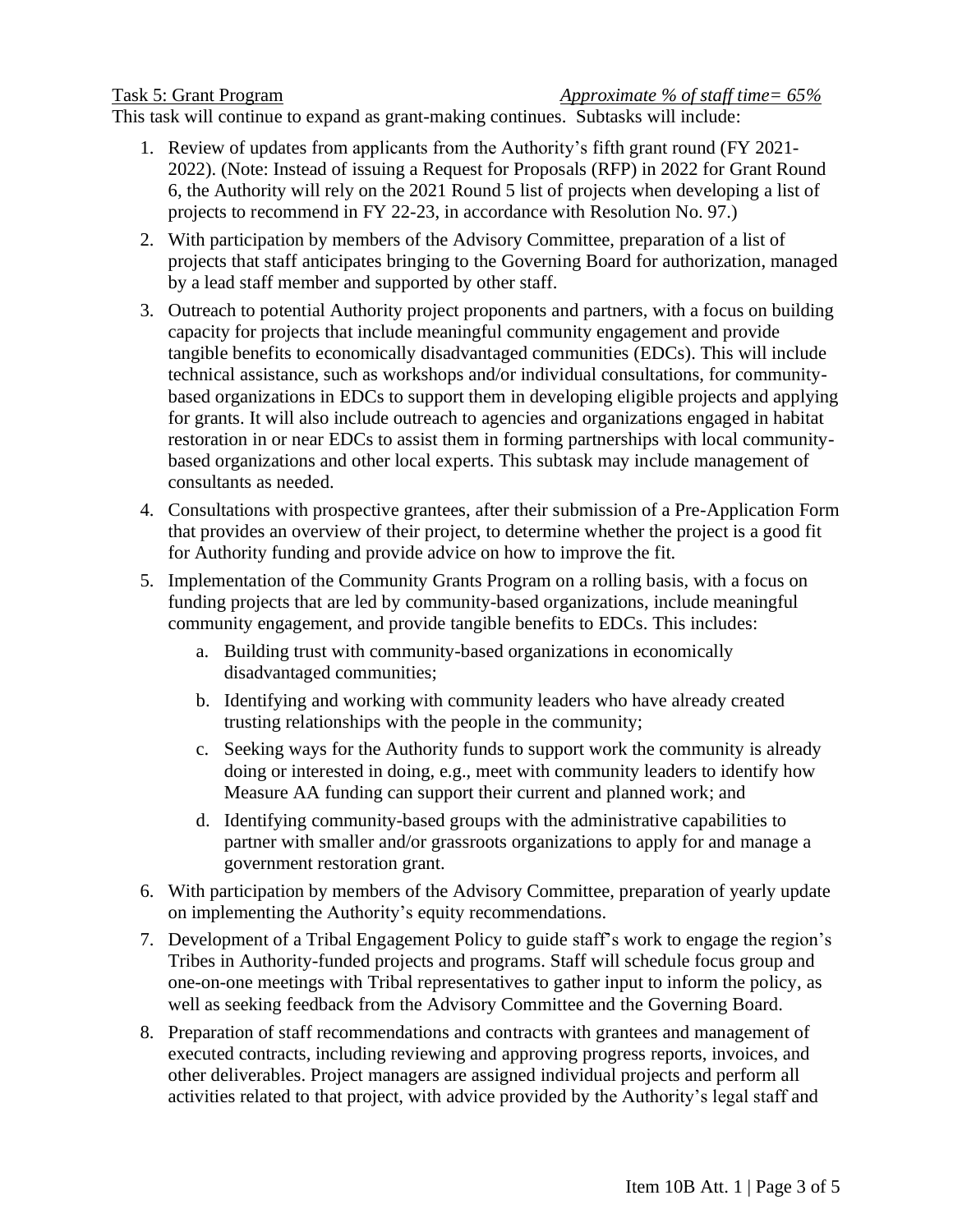Task 5: Grant Program *Approximate % of staff time= 65%*

This task will continue to expand as grant-making continues. Subtasks will include:

1. Review of updates from applicants from the Authority's fifth grant round (FY 2021-2022). (Note: Instead of issuing a Request for Proposals (RFP) in 2022 for Grant Round 6, the Authority will rely on the 2021 Round 5 list of projects when developing a list of projects to recommend in FY 22-23, in accordance with Resolution No. 97.)
2. With participation by members of the Advisory Committee, preparation of a list of projects that staff anticipates bringing to the Governing Board for authorization, managed by a lead staff member and supported by other staff.
3. Outreach to potential Authority project proponents and partners, with a focus on building capacity for projects that include meaningful community engagement and provide tangible benefits to economically disadvantaged communities (EDCs). This will include technical assistance, such as workshops and/or individual consultations, for community-based organizations in EDCs to support them in developing eligible projects and applying for grants. It will also include outreach to agencies and organizations engaged in habitat restoration in or near EDCs to assist them in forming partnerships with local community-based organizations and other local experts. This subtask may include management of consultants as needed.
4. Consultations with prospective grantees, after their submission of a Pre-Application Form that provides an overview of their project, to determine whether the project is a good fit for Authority funding and provide advice on how to improve the fit.
5. Implementation of the Community Grants Program on a rolling basis, with a focus on funding projects that are led by community-based organizations, include meaningful community engagement, and provide tangible benefits to EDCs. This includes:
   a. Building trust with community-based organizations in economically disadvantaged communities;
   b. Identifying and working with community leaders who have already created trusting relationships with the people in the community;
   c. Seeking ways for the Authority funds to support work the community is already doing or interested in doing, e.g., meet with community leaders to identify how Measure AA funding can support their current and planned work; and
   d. Identifying community-based groups with the administrative capabilities to partner with smaller and/or grassroots organizations to apply for and manage a government restoration grant.
6. With participation by members of the Advisory Committee, preparation of yearly update on implementing the Authority's equity recommendations.
7. Development of a Tribal Engagement Policy to guide staff's work to engage the region's Tribes in Authority-funded projects and programs. Staff will schedule focus group and one-on-one meetings with Tribal representatives to gather input to inform the policy, as well as seeking feedback from the Advisory Committee and the Governing Board.
8. Preparation of staff recommendations and contracts with grantees and management of executed contracts, including reviewing and approving progress reports, invoices, and other deliverables. Project managers are assigned individual projects and perform all activities related to that project, with advice provided by the Authority's legal staff and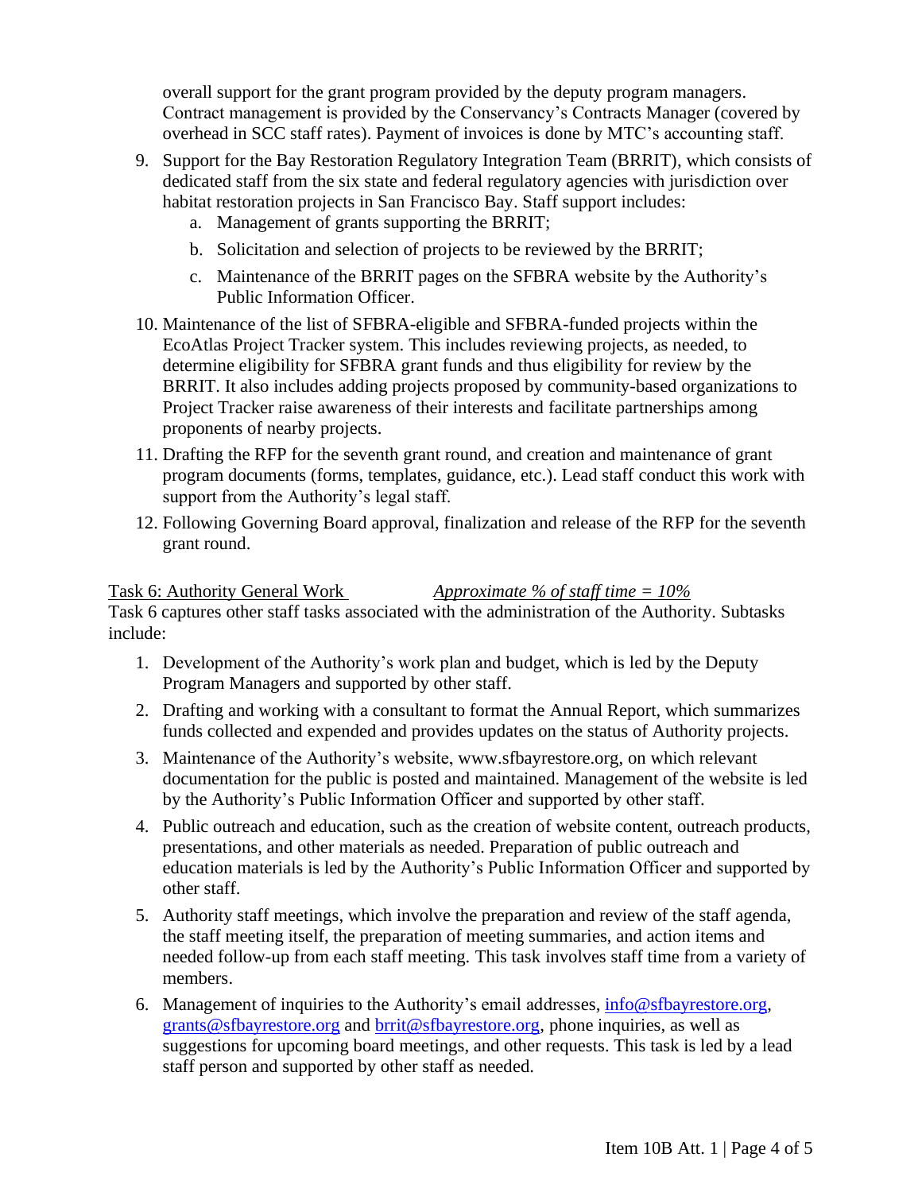overall support for the grant program provided by the deputy program managers. Contract management is provided by the Conservancy's Contracts Manager (covered by overhead in SCC staff rates). Payment of invoices is done by MTC's accounting staff.

9. Support for the Bay Restoration Regulatory Integration Team (BRRIT), which consists of dedicated staff from the six state and federal regulatory agencies with jurisdiction over habitat restoration projects in San Francisco Bay. Staff support includes:
   a. Management of grants supporting the BRRIT;
   b. Solicitation and selection of projects to be reviewed by the BRRIT;
   c. Maintenance of the BRRIT pages on the SFBRA website by the Authority's Public Information Officer.
10. Maintenance of the list of SFBRA-eligible and SFBRA-funded projects within the EcoAtlas Project Tracker system. This includes reviewing projects, as needed, to determine eligibility for SFBRA grant funds and thus eligibility for review by the BRRIT. It also includes adding projects proposed by community-based organizations to Project Tracker raise awareness of their interests and facilitate partnerships among proponents of nearby projects.
11. Drafting the RFP for the seventh grant round, and creation and maintenance of grant program documents (forms, templates, guidance, etc.). Lead staff conduct this work with support from the Authority's legal staff.
12. Following Governing Board approval, finalization and release of the RFP for the seventh grant round.

Task 6: Authority General Work *Approximate % of staff time = 10%*

Task 6 captures other staff tasks associated with the administration of the Authority. Subtasks include:

1. Development of the Authority's work plan and budget, which is led by the Deputy Program Managers and supported by other staff.
2. Drafting and working with a consultant to format the Annual Report, which summarizes funds collected and expended and provides updates on the status of Authority projects.
3. Maintenance of the Authority's website, www.sfbayrestore.org, on which relevant documentation for the public is posted and maintained. Management of the website is led by the Authority's Public Information Officer and supported by other staff.
4. Public outreach and education, such as the creation of website content, outreach products, presentations, and other materials as needed. Preparation of public outreach and education materials is led by the Authority's Public Information Officer and supported by other staff.
5. Authority staff meetings, which involve the preparation and review of the staff agenda, the staff meeting itself, the preparation of meeting summaries, and action items and needed follow-up from each staff meeting. This task involves staff time from a variety of members.
6. Management of inquiries to the Authority's email addresses, info@sfbayrestore.org, grants@sfbayrestore.org and brrit@sfbayrestore.org, phone inquiries, as well as suggestions for upcoming board meetings, and other requests. This task is led by a lead staff person and supported by other staff as needed.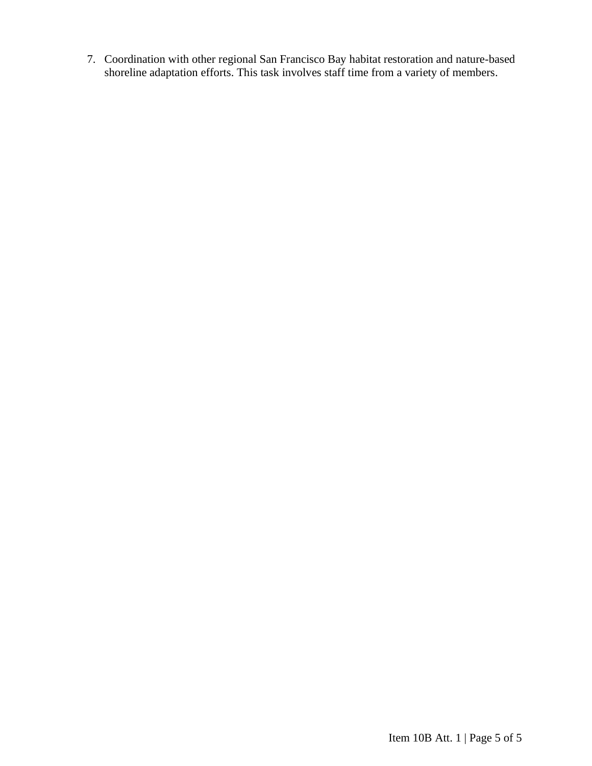7. Coordination with other regional San Francisco Bay habitat restoration and nature-based shoreline adaptation efforts. This task involves staff time from a variety of members.